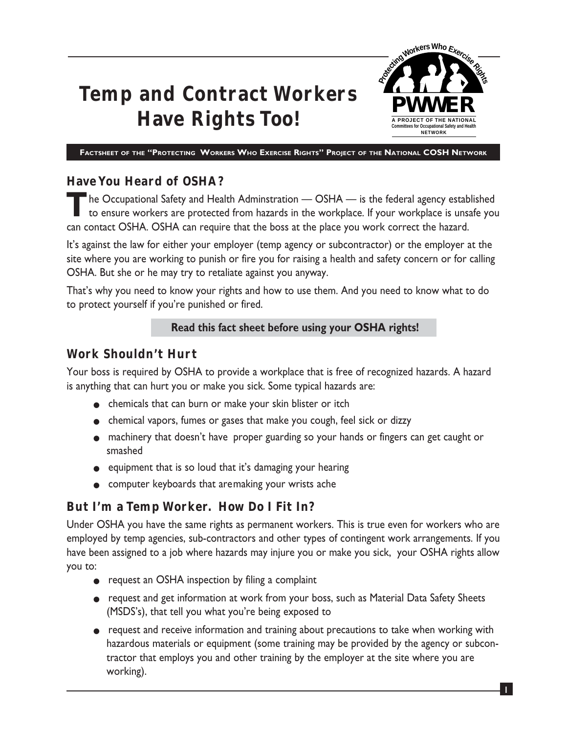# Temp and Contract Workers Have Rights Too!

PWWER — Protecting Workers Who Exercise Rights — A PROJECT OF THE NATIONAL Committees for Occupational Safety and Health NETWORK

**FACTSHEET OF THE "PROTECTING WORKERS WHO EXERCISE RIGHTS" PROJECT OF THE NATIONAL COSH NETWORK**

## Have You Heard of OSHA?

The Occupational Safety and Health Adminstration — OSHA — is the federal agency established to ensure workers are protected from hazards in the workplace. If your workplace is unsafe you can contact OSHA. OSHA can require that the boss at the place you work correct the hazard.

It's against the law for either your employer (temp agency or subcontractor) or the employer at the site where you are working to punish or fire you for raising a health and safety concern or for calling OSHA. But she or he may try to retaliate against you anyway.

That's why you need to know your rights and how to use them. And you need to know what to do to protect yourself if you're punished or fired.

**Read this fact sheet before using your OSHA rights!**

## Work Shouldn't Hurt

Your boss is required by OSHA to provide a workplace that is free of recognized hazards. A hazard is anything that can hurt you or make you sick. Some typical hazards are:

- chemicals that can burn or make your skin blister or itch
- chemical vapors, fumes or gases that make you cough, feel sick or dizzy
- machinery that doesn't have proper guarding so your hands or fingers can get caught or smashed
- equipment that is so loud that it's damaging your hearing
- computer keyboards that aremaking your wrists ache

## But I'm a Temp Worker. How Do I Fit In?

Under OSHA you have the same rights as permanent workers. This is true even for workers who are employed by temp agencies, sub-contractors and other types of contingent work arrangements. If you have been assigned to a job where hazards may injure you or make you sick, your OSHA rights allow you to:

- request an OSHA inspection by filing a complaint
- request and get information at work from your boss, such as Material Data Safety Sheets (MSDS's), that tell you what you're being exposed to
- request and receive information and training about precautions to take when working with hazardous materials or equipment (some training may be provided by the agency or subcontractor that employs you and other training by the employer at the site where you are working).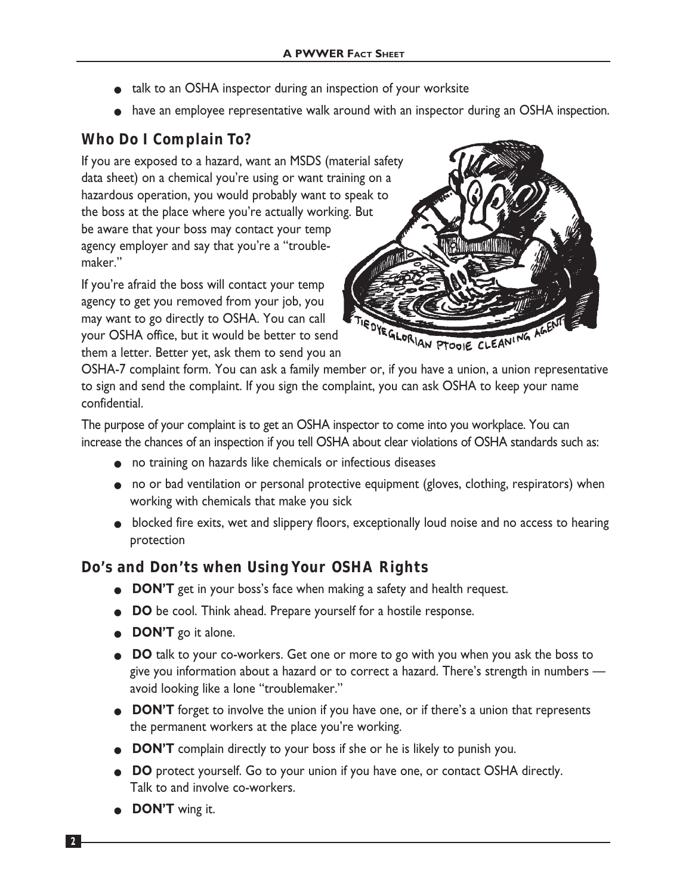- talk to an OSHA inspector during an inspection of your worksite
- have an employee representative walk around with an inspector during an OSHA inspection.

## Who Do I Complain To?

If you are exposed to a hazard, want an MSDS (material safety data sheet) on a chemical you're using or want training on a hazardous operation, you would probably want to speak to the boss at the place where you're actually working. But be aware that your boss may contact your temp agency employer and say that you're a "trouble-maker."

If you're afraid the boss will contact your temp agency to get you removed from your job, you may want to go directly to OSHA. You can call your OSHA office, but it would be better to send them a letter. Better yet, ask them to send you an OSHA-7 complaint form. You can ask a family member or, if you have a union, a union representative to sign and send the complaint. If you sign the complaint, you can ask OSHA to keep your name confidential.

The purpose of your complaint is to get an OSHA inspector to come into you workplace. You can increase the chances of an inspection if you tell OSHA about clear violations of OSHA standards such as:

- no training on hazards like chemicals or infectious diseases
- no or bad ventilation or personal protective equipment (gloves, clothing, respirators) when working with chemicals that make you sick
- blocked fire exits, wet and slippery floors, exceptionally loud noise and no access to hearing protection

## Do's and Don'ts when Using Your OSHA Rights

- **DON'T** get in your boss's face when making a safety and health request.
- **DO** be cool. Think ahead. Prepare yourself for a hostile response.
- **DON'T** go it alone.
- **DO** talk to your co-workers. Get one or more to go with you when you ask the boss to give you information about a hazard or to correct a hazard. There's strength in numbers — avoid looking like a lone "troublemaker."
- **DON'T** forget to involve the union if you have one, or if there's a union that represents the permanent workers at the place you're working.
- **DON'T** complain directly to your boss if she or he is likely to punish you.
- **DO** protect yourself. Go to your union if you have one, or contact OSHA directly. Talk to and involve co-workers.
- **DON'T** wing it.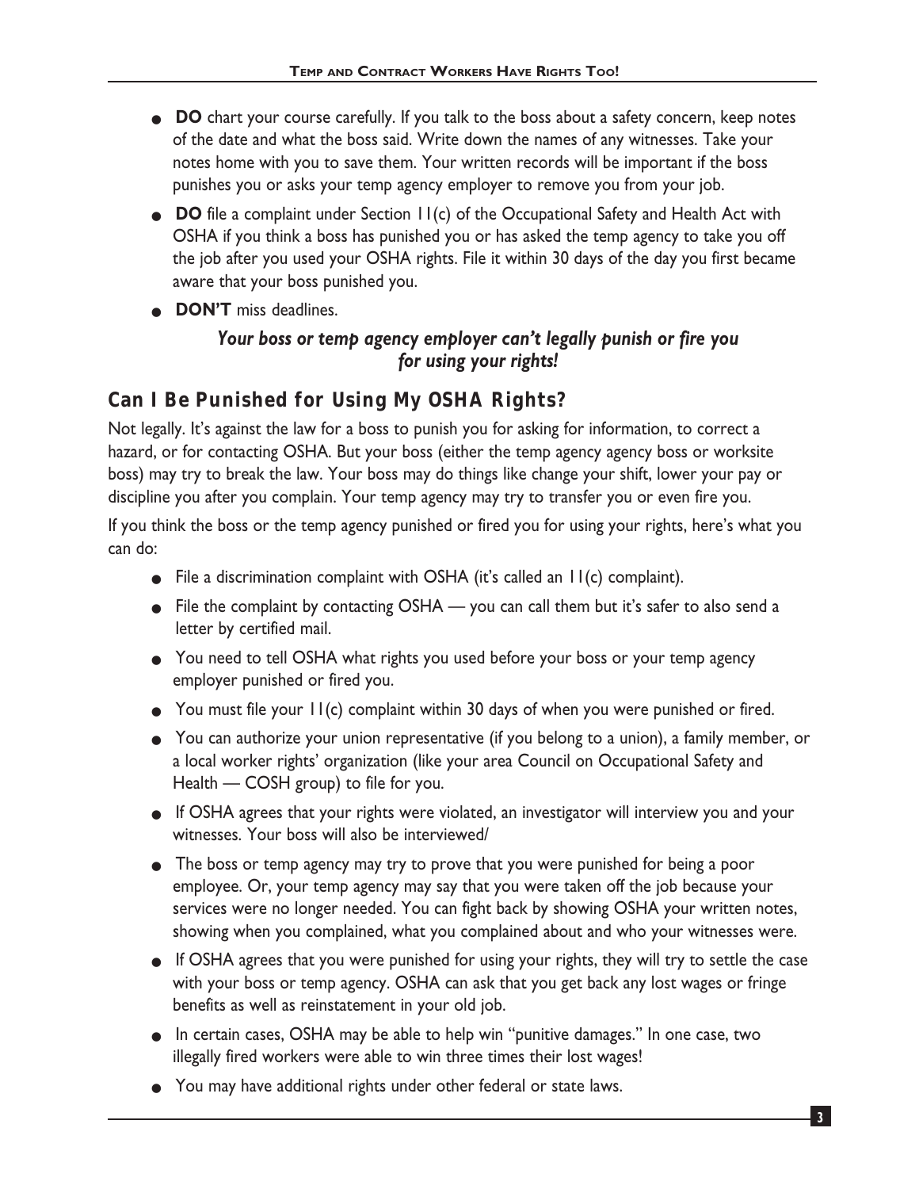- **DO** chart your course carefully. If you talk to the boss about a safety concern, keep notes of the date and what the boss said. Write down the names of any witnesses. Take your notes home with you to save them. Your written records will be important if the boss punishes you or asks your temp agency employer to remove you from your job.
- **DO** file a complaint under Section 11(c) of the Occupational Safety and Health Act with OSHA if you think a boss has punished you or has asked the temp agency to take you off the job after you used your OSHA rights. File it within 30 days of the day you first became aware that your boss punished you.
- **DON'T** miss deadlines.

***Your boss or temp agency employer can't legally punish or fire you for using your rights!***

## Can I Be Punished for Using My OSHA Rights?

Not legally. It's against the law for a boss to punish you for asking for information, to correct a hazard, or for contacting OSHA. But your boss (either the temp agency agency boss or worksite boss) may try to break the law. Your boss may do things like change your shift, lower your pay or discipline you after you complain. Your temp agency may try to transfer you or even fire you.

If you think the boss or the temp agency punished or fired you for using your rights, here's what you can do:

- File a discrimination complaint with OSHA (it's called an 11(c) complaint).
- File the complaint by contacting OSHA — you can call them but it's safer to also send a letter by certified mail.
- You need to tell OSHA what rights you used before your boss or your temp agency employer punished or fired you.
- You must file your 11(c) complaint within 30 days of when you were punished or fired.
- You can authorize your union representative (if you belong to a union), a family member, or a local worker rights' organization (like your area Council on Occupational Safety and Health — COSH group) to file for you.
- If OSHA agrees that your rights were violated, an investigator will interview you and your witnesses. Your boss will also be interviewed/
- The boss or temp agency may try to prove that you were punished for being a poor employee. Or, your temp agency may say that you were taken off the job because your services were no longer needed. You can fight back by showing OSHA your written notes, showing when you complained, what you complained about and who your witnesses were.
- If OSHA agrees that you were punished for using your rights, they will try to settle the case with your boss or temp agency. OSHA can ask that you get back any lost wages or fringe benefits as well as reinstatement in your old job.
- In certain cases, OSHA may be able to help win "punitive damages." In one case, two illegally fired workers were able to win three times their lost wages!
- You may have additional rights under other federal or state laws.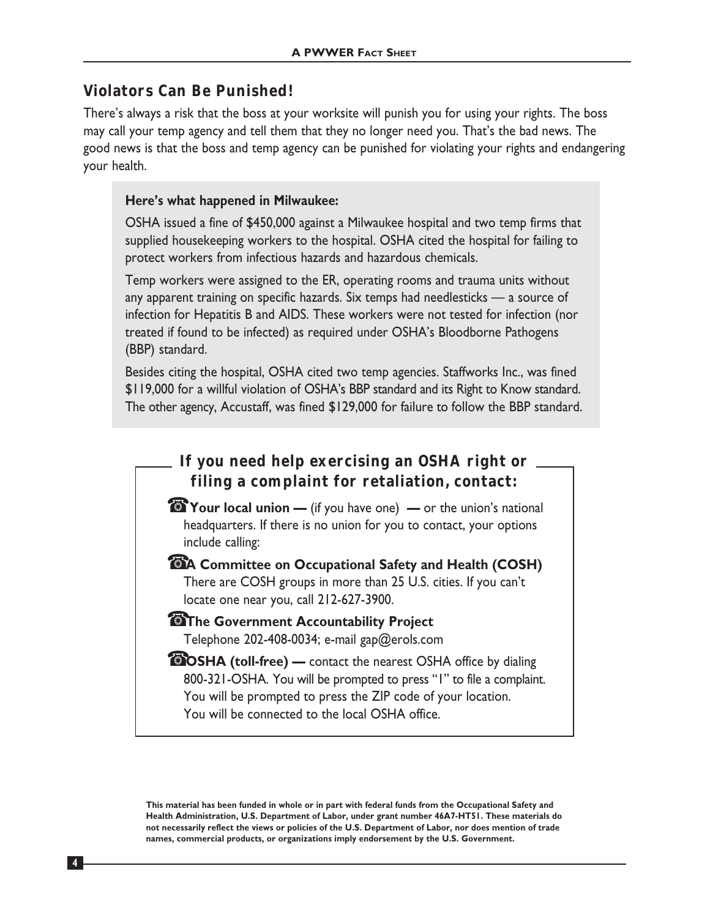## Violators Can Be Punished!

There's always a risk that the boss at your worksite will punish you for using your rights. The boss may call your temp agency and tell them that they no longer need you. That's the bad news. The good news is that the boss and temp agency can be punished for violating your rights and endangering your health.

**Here's what happened in Milwaukee:**

OSHA issued a fine of $450,000 against a Milwaukee hospital and two temp firms that supplied housekeeping workers to the hospital. OSHA cited the hospital for failing to protect workers from infectious hazards and hazardous chemicals.

Temp workers were assigned to the ER, operating rooms and trauma units without any apparent training on specific hazards. Six temps had needlesticks — a source of infection for Hepatitis B and AIDS. These workers were not tested for infection (nor treated if found to be infected) as required under OSHA's Bloodborne Pathogens (BBP) standard.

Besides citing the hospital, OSHA cited two temp agencies. Staffworks Inc., was fined $119,000 for a willful violation of OSHA's BBP standard and its Right to Know standard. The other agency, Accustaff, was fined $129,000 for failure to follow the BBP standard.

### If you need help exercising an OSHA right or filing a complaint for retaliation, contact:

☎ **Your local union —** (if you have one) **—** or the union's national headquarters. If there is no union for you to contact, your options include calling:

☎ **A Committee on Occupational Safety and Health (COSH)**
There are COSH groups in more than 25 U.S. cities. If you can't locate one near you, call 212-627-3900.

☎ **The Government Accountability Project**
Telephone 202-408-0034; e-mail gap@erols.com

☎ **OSHA (toll-free) —** contact the nearest OSHA office by dialing 800-321-OSHA. You will be prompted to press "1" to file a complaint. You will be prompted to press the ZIP code of your location. You will be connected to the local OSHA office.

**This material has been funded in whole or in part with federal funds from the Occupational Safety and Health Administration, U.S. Department of Labor, under grant number 46A7-HT51. These materials do not necessarily reflect the views or policies of the U.S. Department of Labor, nor does mention of trade names, commercial products, or organizations imply endorsement by the U.S. Government.**